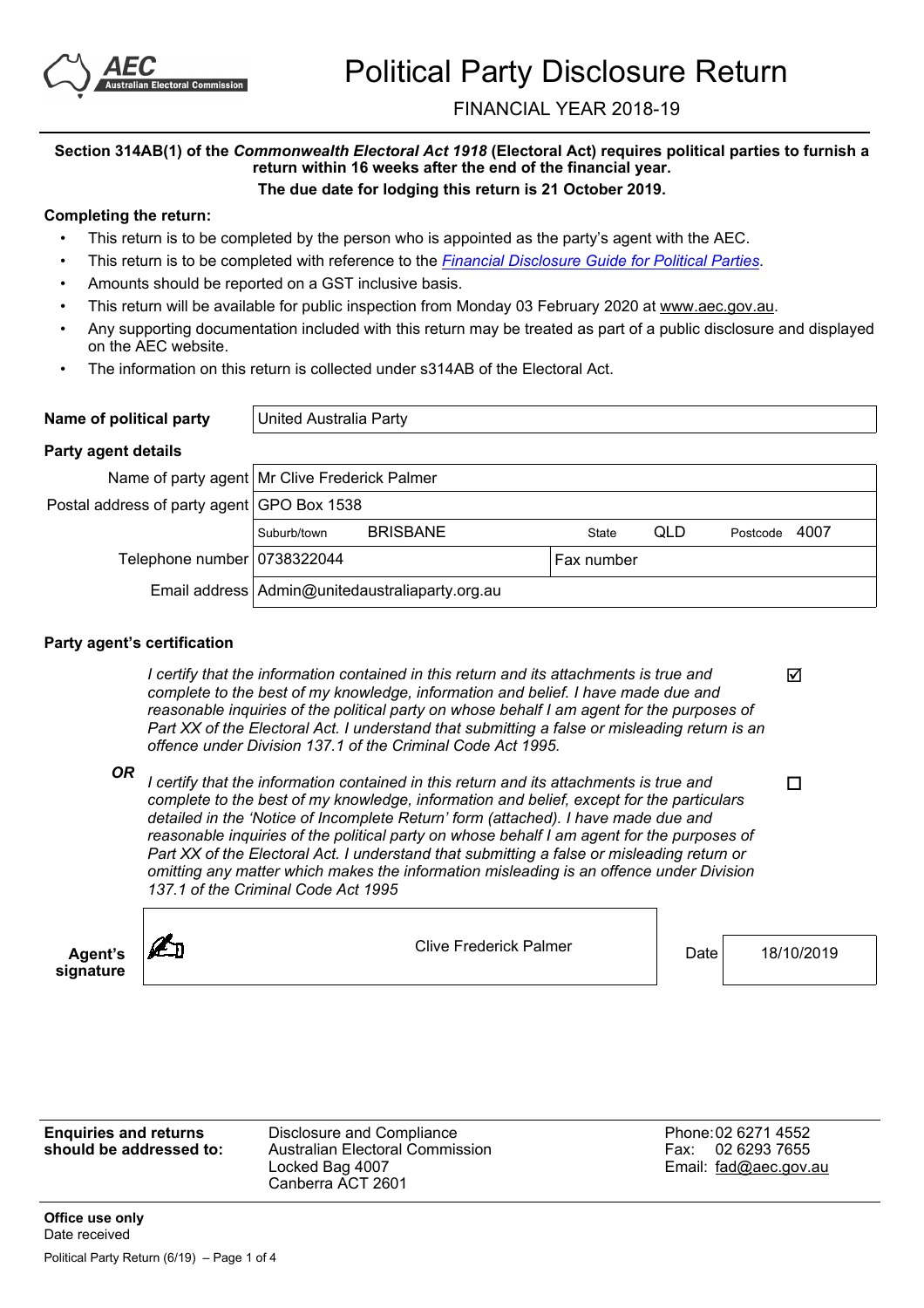# Political Party Disclosure Return

FINANCIAL YEAR 2018-19

**Section 314AB(1) of the *Commonwealth Electoral Act 1918* (Electoral Act) requires political parties to furnish a return within 16 weeks after the end of the financial year.**

**The due date for lodging this return is 21 October 2019.**

**Completing the return:**

- This return is to be completed by the person who is appointed as the party's agent with the AEC.
- This return is to be completed with reference to the *Financial Disclosure Guide for Political Parties*.
- Amounts should be reported on a GST inclusive basis.
- This return will be available for public inspection from Monday 03 February 2020 at www.aec.gov.au.
- Any supporting documentation included with this return may be treated as part of a public disclosure and displayed on the AEC website.
- The information on this return is collected under s314AB of the Electoral Act.

| **Name of political party** | United Australia Party |
|---|---|

**Party agent details**

| | | | | | | | |
|---|---|---|---|---|---|---|---|
| Name of party agent | Mr Clive Frederick Palmer | | | | | | |
| Postal address of party agent | GPO Box 1538 | | | | | | |
| | Suburb/town | BRISBANE | State | QLD | Postcode | 4007 | |
| Telephone number | 0738322044 | | Fax number | | | | |
| Email address | Admin@unitedaustraliaparty.org.au | | | | | | |

**Party agent's certification**

*I certify that the information contained in this return and its attachments is true and complete to the best of my knowledge, information and belief. I have made due and reasonable inquiries of the political party on whose behalf I am agent for the purposes of Part XX of the Electoral Act. I understand that submitting a false or misleading return is an offence under Division 137.1 of the Criminal Code Act 1995.* ☑

**OR**

*I certify that the information contained in this return and its attachments is true and complete to the best of my knowledge, information and belief, except for the particulars detailed in the 'Notice of Incomplete Return' form (attached). I have made due and reasonable inquiries of the political party on whose behalf I am agent for the purposes of Part XX of the Electoral Act. I understand that submitting a false or misleading return or omitting any matter which makes the information misleading is an offence under Division 137.1 of the Criminal Code Act 1995* ☐

| **Agent's signature** | Clive Frederick Palmer | Date | 18/10/2019 |
|---|---|---|---|

| **Enquiries and returns should be addressed to:** | Disclosure and Compliance<br>Australian Electoral Commission<br>Locked Bag 4007<br>Canberra ACT 2601 | Phone: 02 6271 4552<br>Fax: 02 6293 7655<br>Email: fad@aec.gov.au |
|---|---|---|

**Office use only**

Date received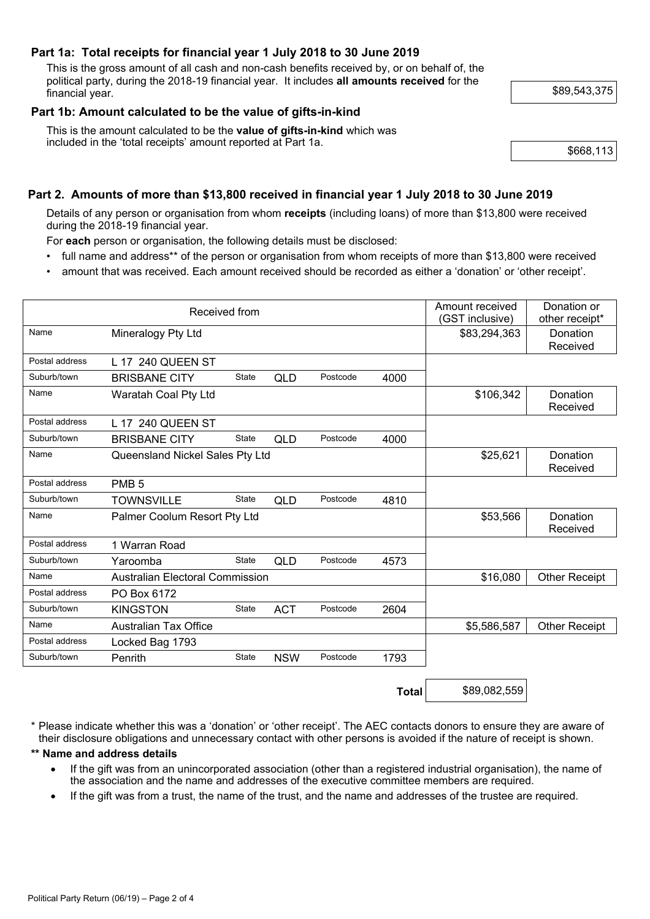### Part 1a: Total receipts for financial year 1 July 2018 to 30 June 2019

This is the gross amount of all cash and non-cash benefits received by, or on behalf of, the political party, during the 2018-19 financial year. It includes **all amounts received** for the financial year.

$89,543,375

### Part 1b: Amount calculated to be the value of gifts-in-kind

This is the amount calculated to be the **value of gifts-in-kind** which was included in the 'total receipts' amount reported at Part 1a.

$668,113

### Part 2. Amounts of more than $13,800 received in financial year 1 July 2018 to 30 June 2019

Details of any person or organisation from whom **receipts** (including loans) of more than $13,800 were received during the 2018-19 financial year.

For **each** person or organisation, the following details must be disclosed:

- full name and address** of the person or organisation from whom receipts of more than $13,800 were received
- amount that was received. Each amount received should be recorded as either a 'donation' or 'other receipt'.

| Received from | | | | | | Amount received (GST inclusive) | Donation or other receipt* |
|---|---|---|---|---|---|---|---|
| Name | Mineralogy Pty Ltd | | | | | $83,294,363 | Donation Received |
| Postal address | L 17 240 QUEEN ST | | | | | | |
| Suburb/town | BRISBANE CITY | State | QLD | Postcode | 4000 | | |
| Name | Waratah Coal Pty Ltd | | | | | $106,342 | Donation Received |
| Postal address | L 17 240 QUEEN ST | | | | | | |
| Suburb/town | BRISBANE CITY | State | QLD | Postcode | 4000 | | |
| Name | Queensland Nickel Sales Pty Ltd | | | | | $25,621 | Donation Received |
| Postal address | PMB 5 | | | | | | |
| Suburb/town | TOWNSVILLE | State | QLD | Postcode | 4810 | | |
| Name | Palmer Coolum Resort Pty Ltd | | | | | $53,566 | Donation Received |
| Postal address | 1 Warran Road | | | | | | |
| Suburb/town | Yaroomba | State | QLD | Postcode | 4573 | | |
| Name | Australian Electoral Commission | | | | | $16,080 | Other Receipt |
| Postal address | PO Box 6172 | | | | | | |
| Suburb/town | KINGSTON | State | ACT | Postcode | 2604 | | |
| Name | Australian Tax Office | | | | | $5,586,587 | Other Receipt |
| Postal address | Locked Bag 1793 | | | | | | |
| Suburb/town | Penrith | State | NSW | Postcode | 1793 | | |
| | | | | | **Total** | $89,082,559 | |

* Please indicate whether this was a 'donation' or 'other receipt'. The AEC contacts donors to ensure they are aware of their disclosure obligations and unnecessary contact with other persons is avoided if the nature of receipt is shown.

**** Name and address details**

- If the gift was from an unincorporated association (other than a registered industrial organisation), the name of the association and the name and addresses of the executive committee members are required.
- If the gift was from a trust, the name of the trust, and the name and addresses of the trustee are required.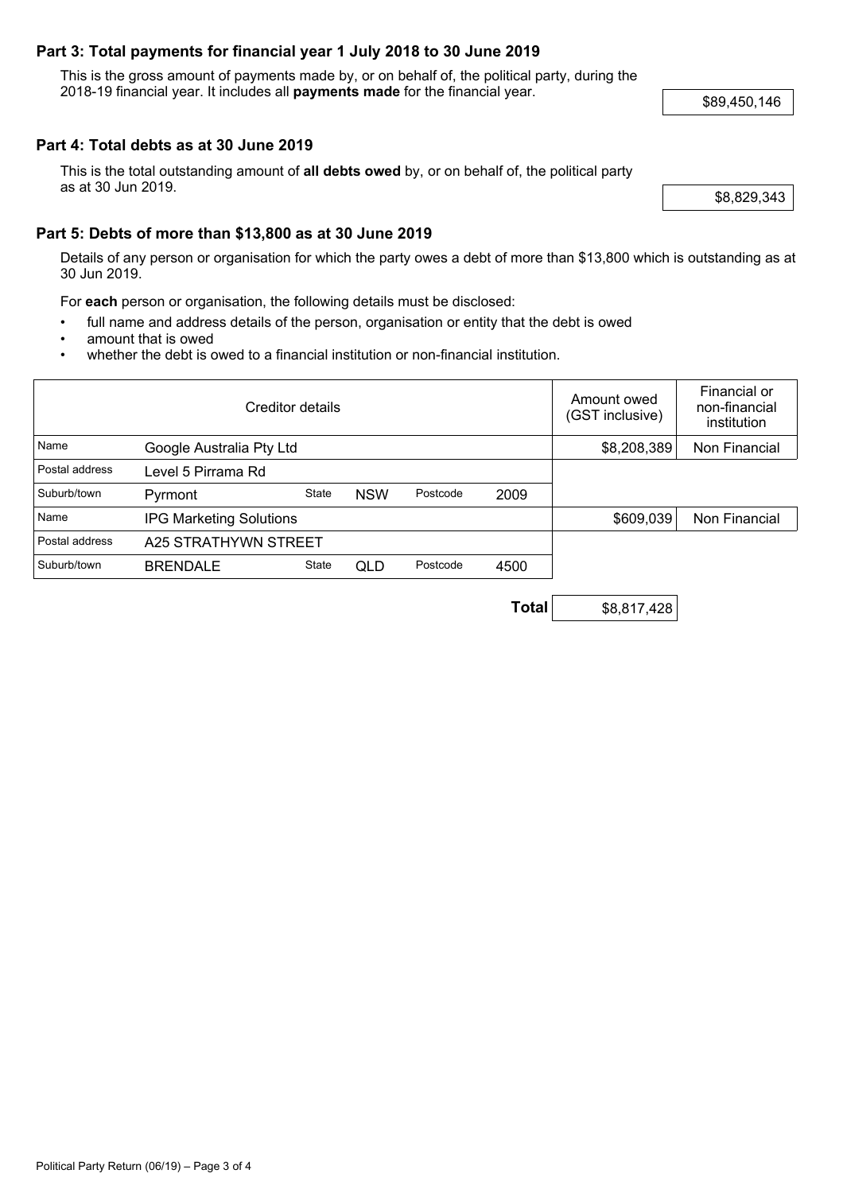## Part 3: Total payments for financial year 1 July 2018 to 30 June 2019

This is the gross amount of payments made by, or on behalf of, the political party, during the 2018-19 financial year. It includes all **payments made** for the financial year.

$89,450,146

## Part 4: Total debts as at 30 June 2019

This is the total outstanding amount of **all debts owed** by, or on behalf of, the political party as at 30 Jun 2019.

$8,829,343

## Part 5: Debts of more than $13,800 as at 30 June 2019

Details of any person or organisation for which the party owes a debt of more than $13,800 which is outstanding as at 30 Jun 2019.

For **each** person or organisation, the following details must be disclosed:

- full name and address details of the person, organisation or entity that the debt is owed
- amount that is owed
- whether the debt is owed to a financial institution or non-financial institution.

| Creditor details | | | | | | Amount owed (GST inclusive) | Financial or non-financial institution |
|---|---|---|---|---|---|---|---|
| Name | Google Australia Pty Ltd | | | | | $8,208,389 | Non Financial |
| Postal address | Level 5 Pirrama Rd | | | | | | |
| Suburb/town | Pyrmont | State | NSW | Postcode | 2009 | | |
| Name | IPG Marketing Solutions | | | | | $609,039 | Non Financial |
| Postal address | A25 STRATHYWN STREET | | | | | | |
| Suburb/town | BRENDALE | State | QLD | Postcode | 4500 | | |
| | | | | | **Total** | $8,817,428 | |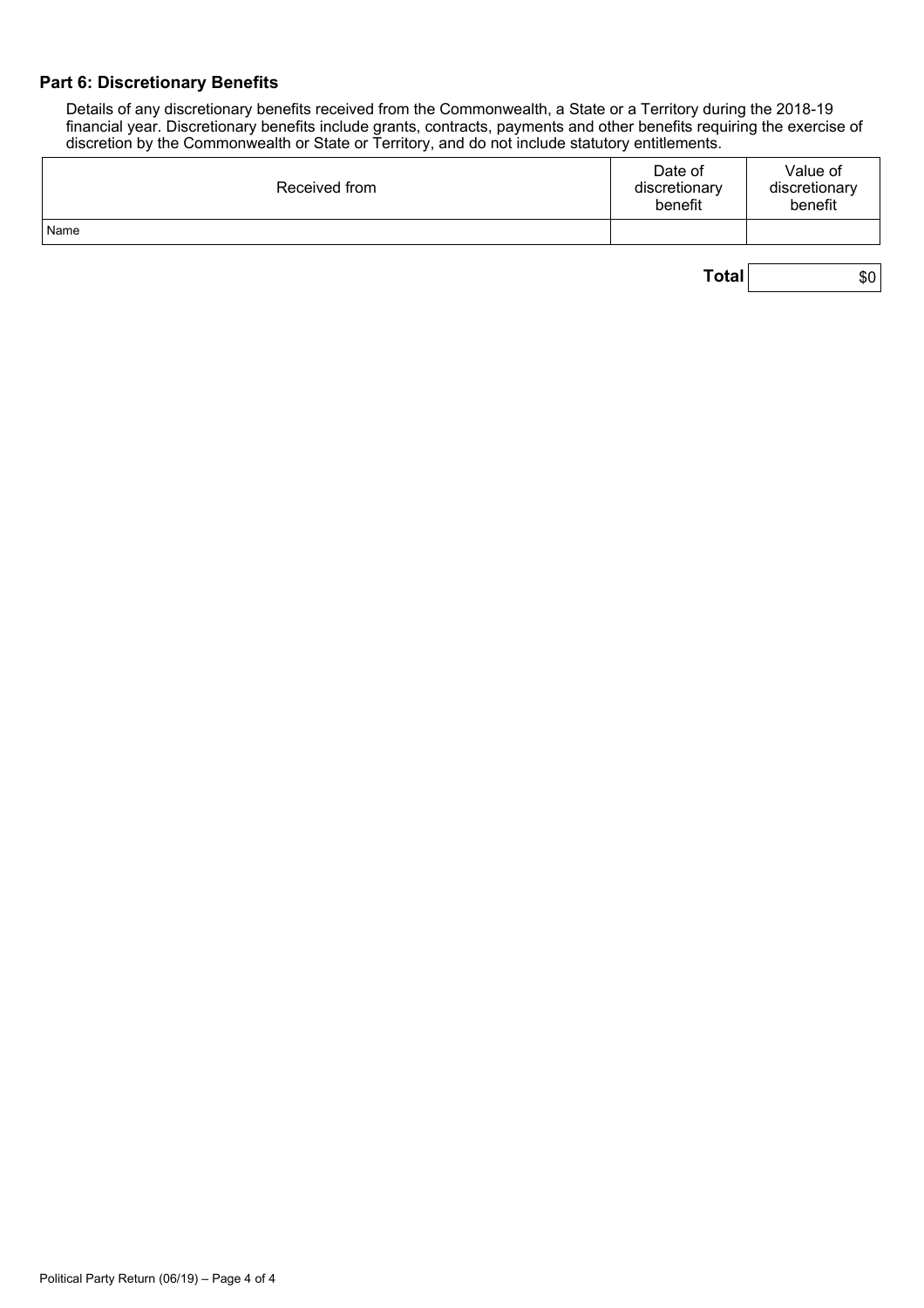### Part 6: Discretionary Benefits

Details of any discretionary benefits received from the Commonwealth, a State or a Territory during the 2018-19 financial year. Discretionary benefits include grants, contracts, payments and other benefits requiring the exercise of discretion by the Commonwealth or State or Territory, and do not include statutory entitlements.

| Received from | Date of discretionary benefit | Value of discretionary benefit |
|---|---|---|
| Name | | |
| | **Total** | $0 |